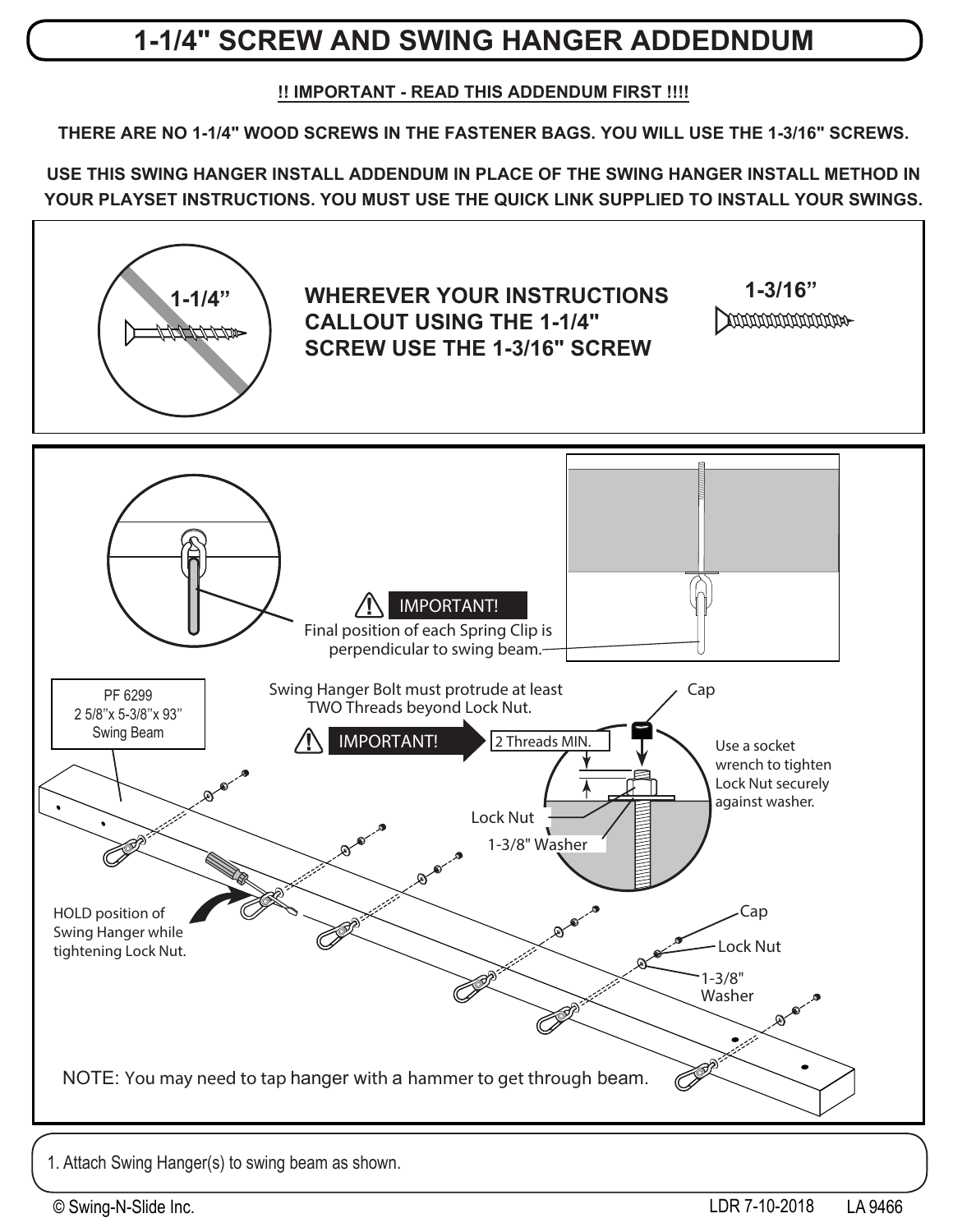# 1-1/4" SCREW AND SWING HANGER ADDEDNDUM

**!! IMPORTANT - READ THIS ADDENDUM FIRST !!!!**

**THERE ARE NO 1-1/4" WOOD SCREWS IN THE FASTENER BAGS. YOU WILL USE THE 1-3/16" SCREWS.**

**USE THIS SWING HANGER INSTALL ADDENDUM IN PLACE OF THE SWING HANGER INSTALL METHOD IN YOUR PLAYSET INSTRUCTIONS. YOU MUST USE THE QUICK LINK SUPPLIED TO INSTALL YOUR SWINGS.**

1-1/4”

**WHEREVER YOUR INSTRUCTIONS CALLOUT USING THE 1-1/4" SCREW USE THE 1-3/16" SCREW**

1-3/16”

IMPORTANT!
Final position of each Spring Clip is perpendicular to swing beam.

PF 6299
2 5/8”x 5-3/8”x 93”
Swing Beam

Swing Hanger Bolt must protrude at least TWO Threads beyond Lock Nut.

IMPORTANT! 2 Threads MIN.

Cap

Use a socket wrench to tighten Lock Nut securely against washer.

Lock Nut

1-3/8" Washer

HOLD position of Swing Hanger while tightening Lock Nut.

Cap

Lock Nut

1-3/8" Washer

NOTE: You may need to tap hanger with a hammer to get through beam.

1. Attach Swing Hanger(s) to swing beam as shown.

© Swing-N-Slide Inc. LDR 7-10-2018 LA 9466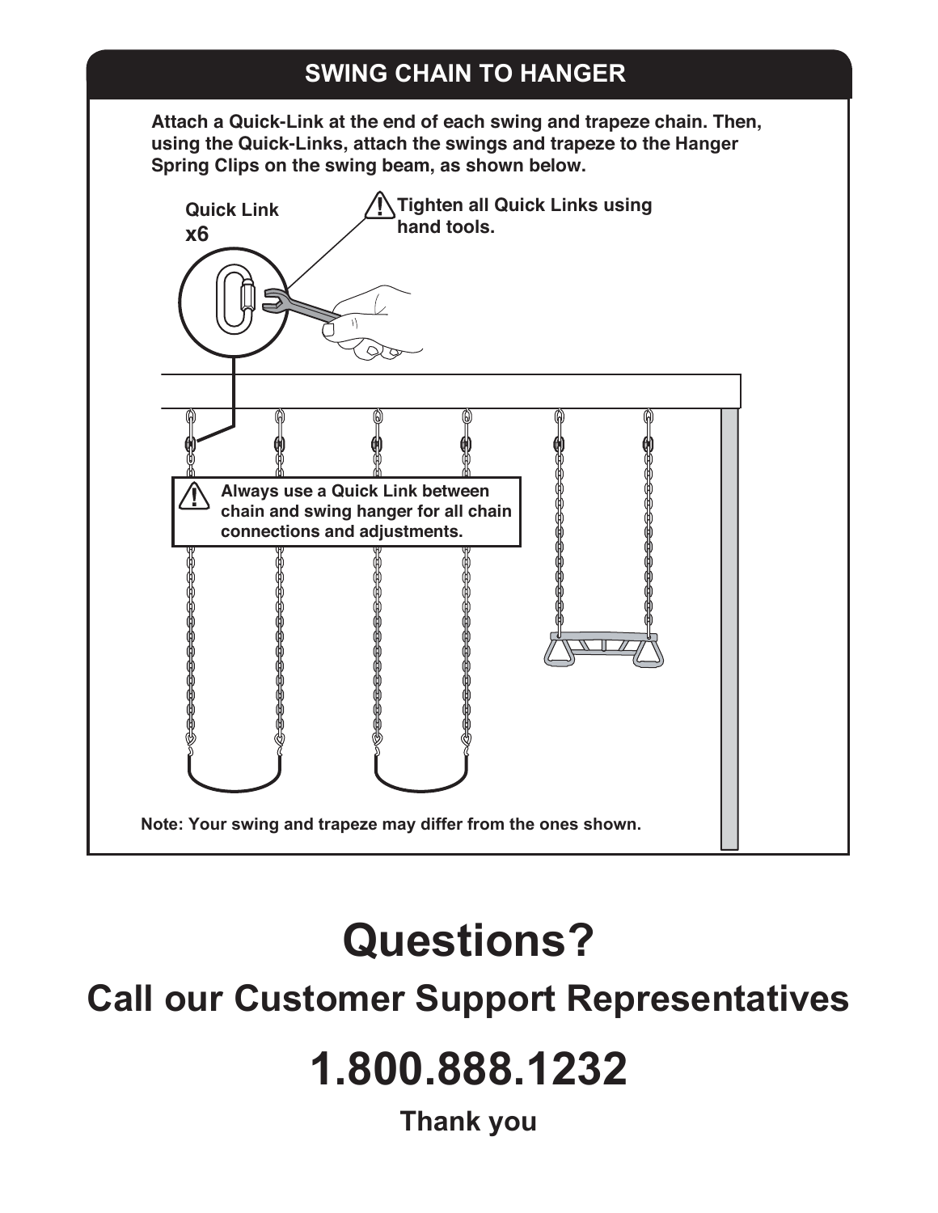## SWING CHAIN TO HANGER

**Attach a Quick-Link at the end of each swing and trapeze chain. Then, using the Quick-Links, attach the swings and trapeze to the Hanger Spring Clips on the swing beam, as shown below.**

**Quick Link**
**x6**

⚠ **Tighten all Quick Links using hand tools.**

⚠ **Always use a Quick Link between chain and swing hanger for all chain connections and adjustments.**

**Note: Your swing and trapeze may differ from the ones shown.**

# Questions?

## Call our Customer Support Representatives

# 1.800.888.1232

**Thank you**